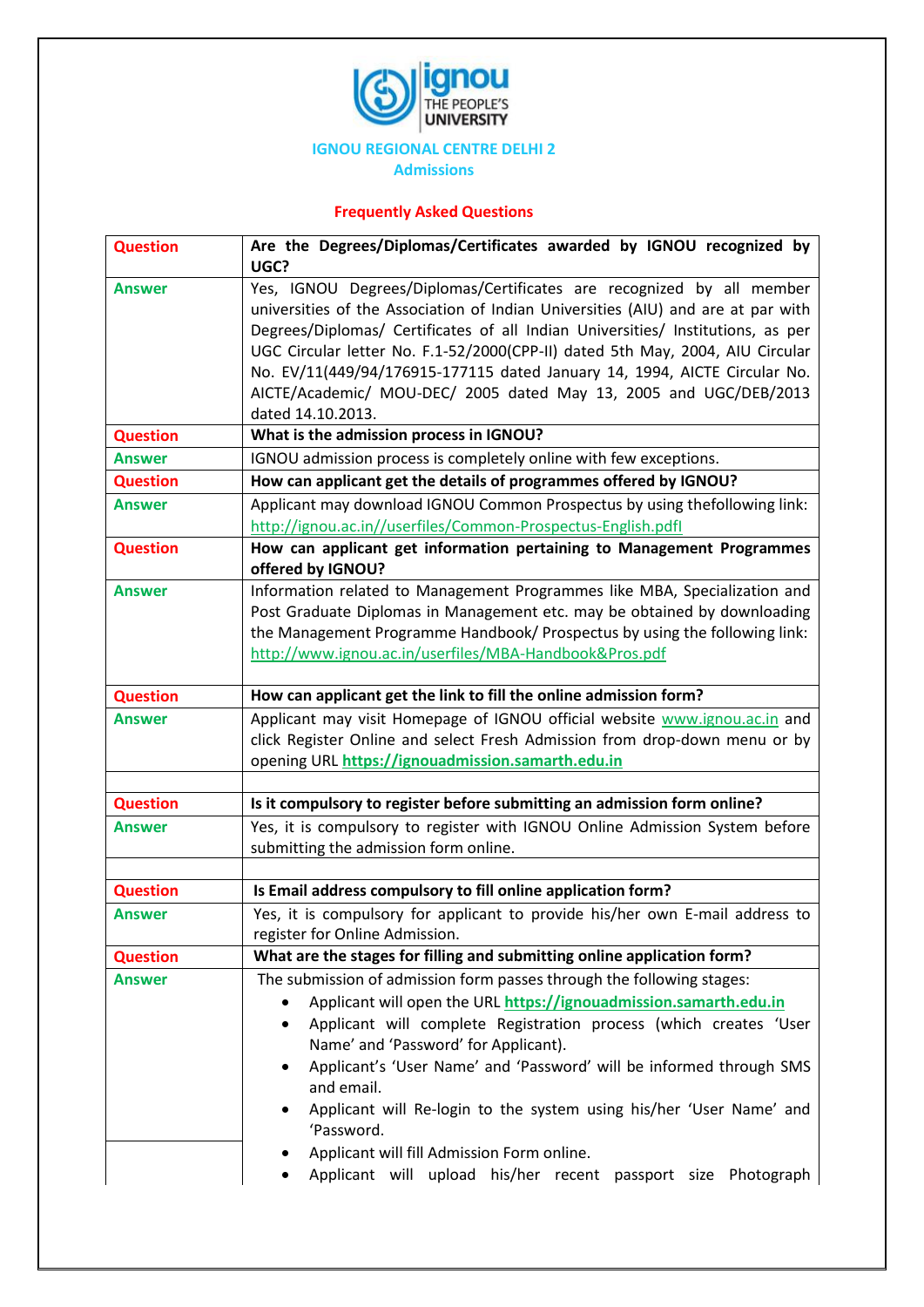IGNOU REGIONAL CENTRE DELHI 2

Admissions

## Frequently Asked Questions

| Question | Are the Degrees/Diplomas/Certificates awarded by IGNOU recognized by UGC? |
|---|---|
| Answer | Yes, IGNOU Degrees/Diplomas/Certificates are recognized by all member universities of the Association of Indian Universities (AIU) and are at par with Degrees/Diplomas/ Certificates of all Indian Universities/ Institutions, as per UGC Circular letter No. F.1-52/2000(CPP-II) dated 5th May, 2004, AIU Circular No. EV/11(449/94/176915-177115 dated January 14, 1994, AICTE Circular No. AICTE/Academic/ MOU-DEC/ 2005 dated May 13, 2005 and UGC/DEB/2013 dated 14.10.2013. |
| Question | **What is the admission process in IGNOU?** |
| Answer | IGNOU admission process is completely online with few exceptions. |
| Question | **How can applicant get the details of programmes offered by IGNOU?** |
| Answer | Applicant may download IGNOU Common Prospectus by using thefollowing link: http://ignou.ac.in//userfiles/Common-Prospectus-English.pdfl |
| Question | **How can applicant get information pertaining to Management Programmes offered by IGNOU?** |
| Answer | Information related to Management Programmes like MBA, Specialization and Post Graduate Diplomas in Management etc. may be obtained by downloading the Management Programme Handbook/ Prospectus by using the following link: http://www.ignou.ac.in/userfiles/MBA-Handbook&Pros.pdf |
| Question | **How can applicant get the link to fill the online admission form?** |
| Answer | Applicant may visit Homepage of IGNOU official website www.ignou.ac.in and click Register Online and select Fresh Admission from drop-down menu or by opening URL **https://ignouadmission.samarth.edu.in** |
| | |
| Question | **Is it compulsory to register before submitting an admission form online?** |
| Answer | Yes, it is compulsory to register with IGNOU Online Admission System before submitting the admission form online. |
| | |
| Question | **Is Email address compulsory to fill online application form?** |
| Answer | Yes, it is compulsory for applicant to provide his/her own E-mail address to register for Online Admission. |
| Question | **What are the stages for filling and submitting online application form?** |
| Answer | The submission of admission form passes through the following stages:<br>• Applicant will open the URL **https://ignouadmission.samarth.edu.in**<br>• Applicant will complete Registration process (which creates 'User Name' and 'Password' for Applicant).<br>• Applicant's 'User Name' and 'Password' will be informed through SMS and email.<br>• Applicant will Re-login to the system using his/her 'User Name' and 'Password.<br>• Applicant will fill Admission Form online.<br>• Applicant will upload his/her recent passport size Photograph |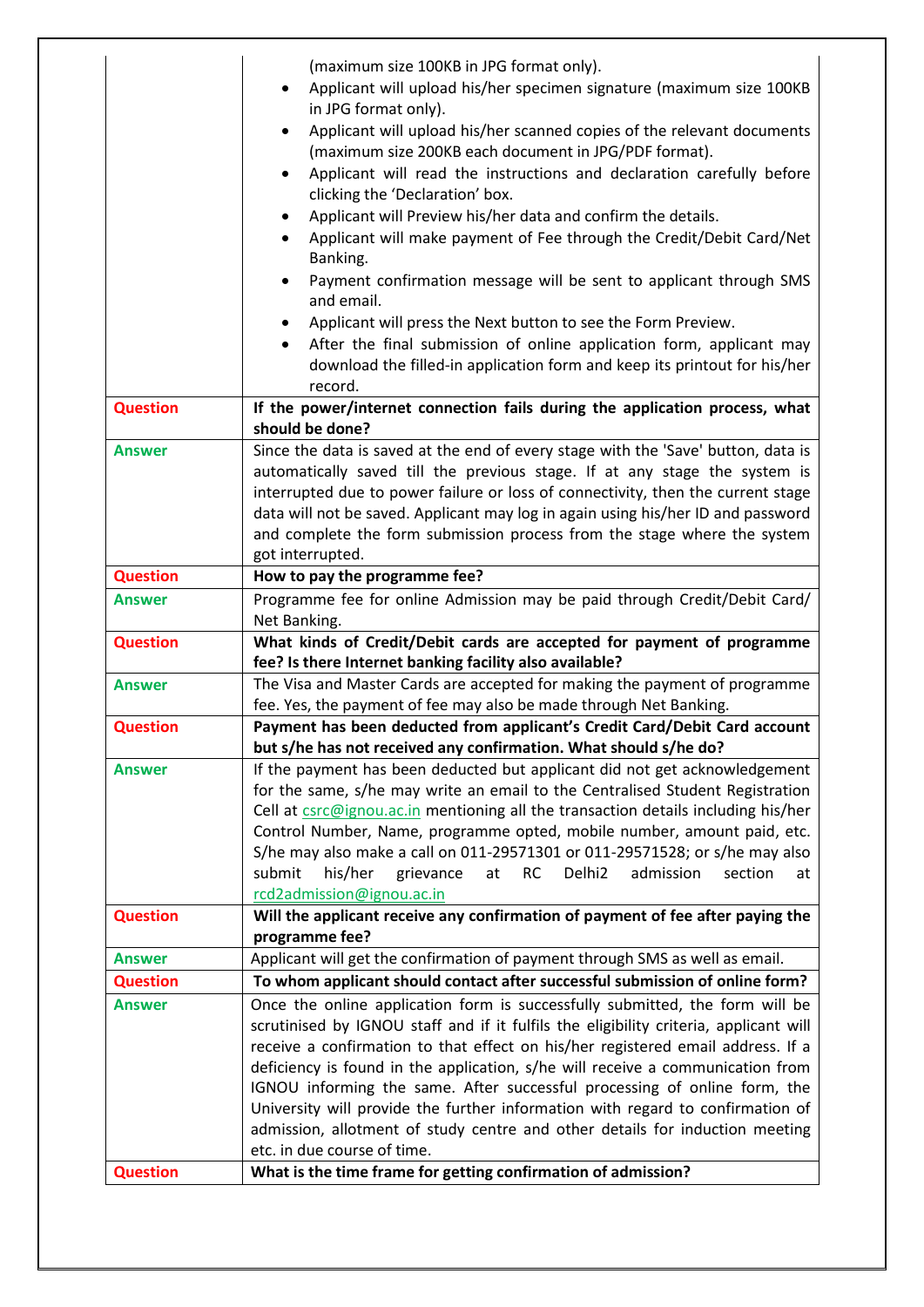| | |
|---|---|
| | (maximum size 100KB in JPG format only).<br>• Applicant will upload his/her specimen signature (maximum size 100KB in JPG format only).<br>• Applicant will upload his/her scanned copies of the relevant documents (maximum size 200KB each document in JPG/PDF format).<br>• Applicant will read the instructions and declaration carefully before clicking the 'Declaration' box.<br>• Applicant will Preview his/her data and confirm the details.<br>• Applicant will make payment of Fee through the Credit/Debit Card/Net Banking.<br>• Payment confirmation message will be sent to applicant through SMS and email.<br>• Applicant will press the Next button to see the Form Preview.<br>• After the final submission of online application form, applicant may download the filled-in application form and keep its printout for his/her record. |
| **Question** | **If the power/internet connection fails during the application process, what should be done?** |
| **Answer** | Since the data is saved at the end of every stage with the 'Save' button, data is automatically saved till the previous stage. If at any stage the system is interrupted due to power failure or loss of connectivity, then the current stage data will not be saved. Applicant may log in again using his/her ID and password and complete the form submission process from the stage where the system got interrupted. |
| **Question** | **How to pay the programme fee?** |
| **Answer** | Programme fee for online Admission may be paid through Credit/Debit Card/ Net Banking. |
| **Question** | **What kinds of Credit/Debit cards are accepted for payment of programme fee? Is there Internet banking facility also available?** |
| **Answer** | The Visa and Master Cards are accepted for making the payment of programme fee. Yes, the payment of fee may also be made through Net Banking. |
| **Question** | **Payment has been deducted from applicant's Credit Card/Debit Card account but s/he has not received any confirmation. What should s/he do?** |
| **Answer** | If the payment has been deducted but applicant did not get acknowledgement for the same, s/he may write an email to the Centralised Student Registration Cell at csrc@ignou.ac.in mentioning all the transaction details including his/her Control Number, Name, programme opted, mobile number, amount paid, etc. S/he may also make a call on 011-29571301 or 011-29571528; or s/he may also submit his/her grievance at RC Delhi2 admission section at rcd2admission@ignou.ac.in |
| **Question** | **Will the applicant receive any confirmation of payment of fee after paying the programme fee?** |
| **Answer** | Applicant will get the confirmation of payment through SMS as well as email. |
| **Question** | **To whom applicant should contact after successful submission of online form?** |
| **Answer** | Once the online application form is successfully submitted, the form will be scrutinised by IGNOU staff and if it fulfils the eligibility criteria, applicant will receive a confirmation to that effect on his/her registered email address. If a deficiency is found in the application, s/he will receive a communication from IGNOU informing the same. After successful processing of online form, the University will provide the further information with regard to confirmation of admission, allotment of study centre and other details for induction meeting etc. in due course of time. |
| **Question** | **What is the time frame for getting confirmation of admission?** |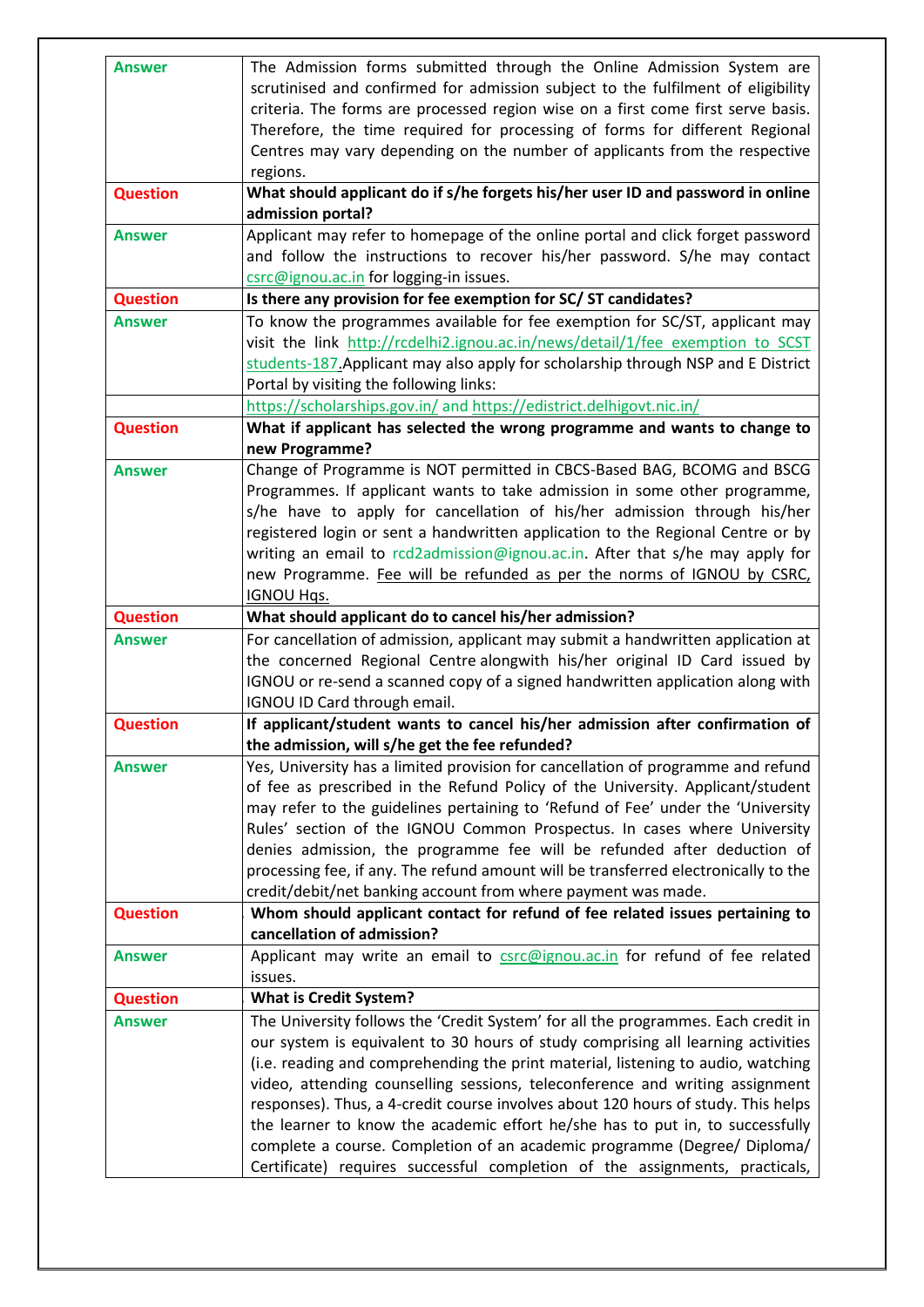| | |
|---|---|
| **Answer** | The Admission forms submitted through the Online Admission System are scrutinised and confirmed for admission subject to the fulfilment of eligibility criteria. The forms are processed region wise on a first come first serve basis. Therefore, the time required for processing of forms for different Regional Centres may vary depending on the number of applicants from the respective regions. |
| **Question** | **What should applicant do if s/he forgets his/her user ID and password in online admission portal?** |
| **Answer** | Applicant may refer to homepage of the online portal and click forget password and follow the instructions to recover his/her password. S/he may contact csrc@ignou.ac.in for logging-in issues. |
| **Question** | **Is there any provision for fee exemption for SC/ ST candidates?** |
| **Answer** | To know the programmes available for fee exemption for SC/ST, applicant may visit the link http://rcdelhi2.ignou.ac.in/news/detail/1/fee_exemption_to_SCST_students-187. Applicant may also apply for scholarship through NSP and E District Portal by visiting the following links: |
| | https://scholarships.gov.in/ and https://edistrict.delhigovt.nic.in/ |
| **Question** | **What if applicant has selected the wrong programme and wants to change to new Programme?** |
| **Answer** | Change of Programme is NOT permitted in CBCS-Based BAG, BCOMG and BSCG Programmes. If applicant wants to take admission in some other programme, s/he have to apply for cancellation of his/her admission through his/her registered login or sent a handwritten application to the Regional Centre or by writing an email to rcd2admission@ignou.ac.in. After that s/he may apply for new Programme. Fee will be refunded as per the norms of IGNOU by CSRC, IGNOU Hqs. |
| **Question** | **What should applicant do to cancel his/her admission?** |
| **Answer** | For cancellation of admission, applicant may submit a handwritten application at the concerned Regional Centre alongwith his/her original ID Card issued by IGNOU or re-send a scanned copy of a signed handwritten application along with IGNOU ID Card through email. |
| **Question** | **If applicant/student wants to cancel his/her admission after confirmation of the admission, will s/he get the fee refunded?** |
| **Answer** | Yes, University has a limited provision for cancellation of programme and refund of fee as prescribed in the Refund Policy of the University. Applicant/student may refer to the guidelines pertaining to 'Refund of Fee' under the 'University Rules' section of the IGNOU Common Prospectus. In cases where University denies admission, the programme fee will be refunded after deduction of processing fee, if any. The refund amount will be transferred electronically to the credit/debit/net banking account from where payment was made. |
| **Question** | **Whom should applicant contact for refund of fee related issues pertaining to cancellation of admission?** |
| **Answer** | Applicant may write an email to csrc@ignou.ac.in for refund of fee related issues. |
| **Question** | **What is Credit System?** |
| **Answer** | The University follows the 'Credit System' for all the programmes. Each credit in our system is equivalent to 30 hours of study comprising all learning activities (i.e. reading and comprehending the print material, listening to audio, watching video, attending counselling sessions, teleconference and writing assignment responses). Thus, a 4-credit course involves about 120 hours of study. This helps the learner to know the academic effort he/she has to put in, to successfully complete a course. Completion of an academic programme (Degree/ Diploma/ Certificate) requires successful completion of the assignments, practicals, |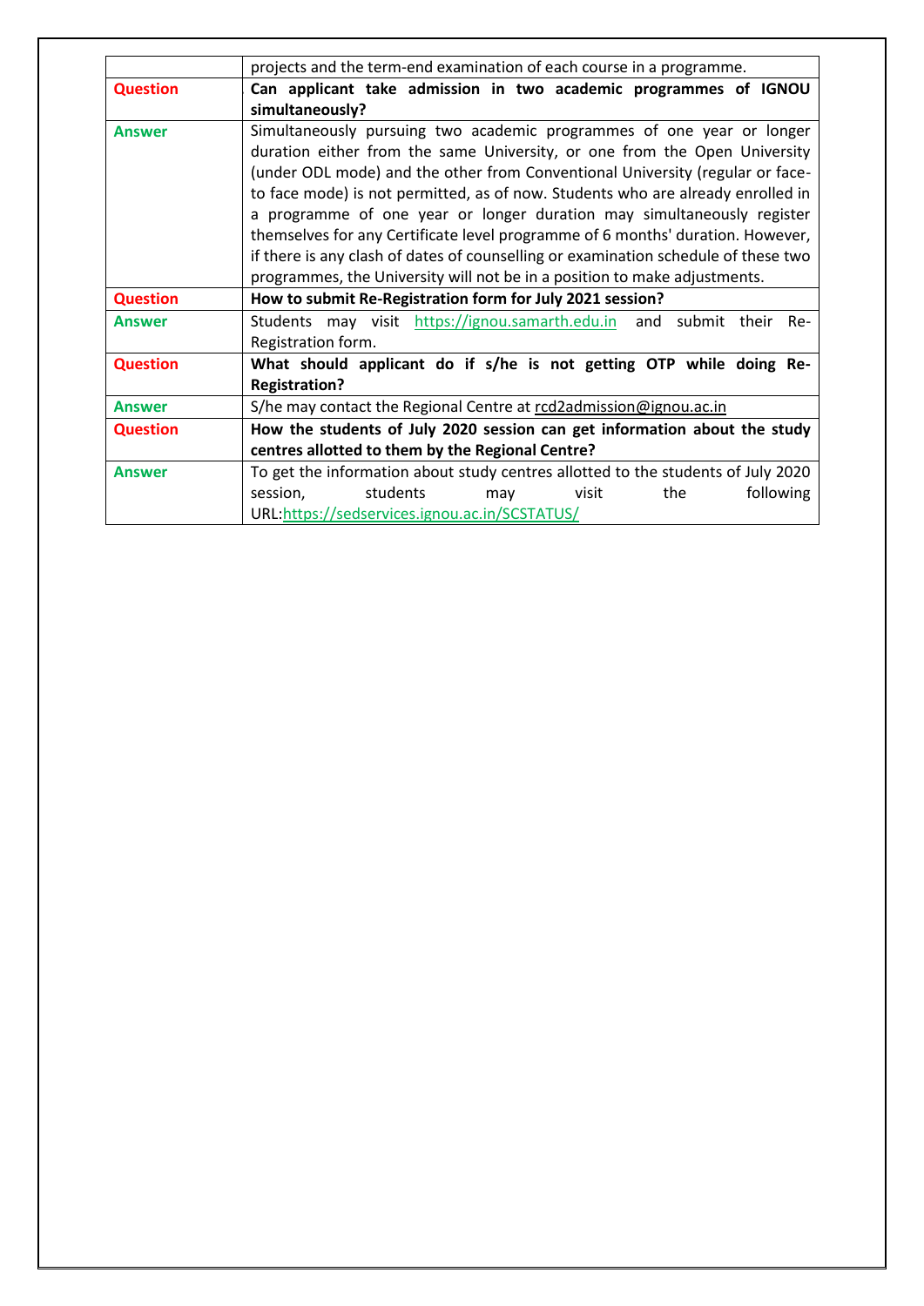| | |
|---|---|
| | projects and the term-end examination of each course in a programme. |
| Question | **Can applicant take admission in two academic programmes of IGNOU simultaneously?** |
| Answer | Simultaneously pursuing two academic programmes of one year or longer duration either from the same University, or one from the Open University (under ODL mode) and the other from Conventional University (regular or face-to face mode) is not permitted, as of now. Students who are already enrolled in a programme of one year or longer duration may simultaneously register themselves for any Certificate level programme of 6 months' duration. However, if there is any clash of dates of counselling or examination schedule of these two programmes, the University will not be in a position to make adjustments. |
| Question | **How to submit Re-Registration form for July 2021 session?** |
| Answer | Students may visit https://ignou.samarth.edu.in and submit their Re-Registration form. |
| Question | **What should applicant do if s/he is not getting OTP while doing Re-Registration?** |
| Answer | S/he may contact the Regional Centre at rcd2admission@ignou.ac.in |
| Question | **How the students of July 2020 session can get information about the study centres allotted to them by the Regional Centre?** |
| Answer | To get the information about study centres allotted to the students of July 2020 session, students may visit the following URL:https://sedservices.ignou.ac.in/SCSTATUS/ |